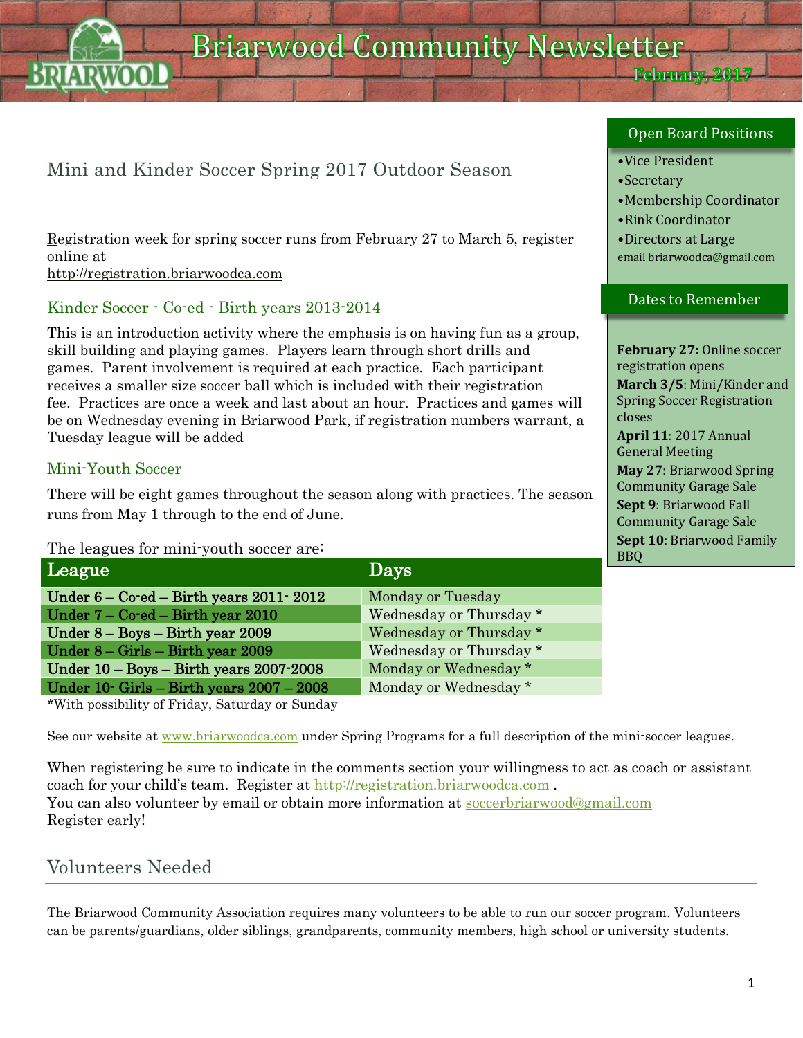# Briarwood Community Newsletter

February, 2017

## Mini and Kinder Soccer Spring 2017 Outdoor Season

Registration week for spring soccer runs from February 27 to March 5, register online at http://registration.briarwoodca.com

### Kinder Soccer - Co-ed - Birth years 2013-2014

This is an introduction activity where the emphasis is on having fun as a group, skill building and playing games. Players learn through short drills and games. Parent involvement is required at each practice. Each participant receives a smaller size soccer ball which is included with their registration fee. Practices are once a week and last about an hour. Practices and games will be on Wednesday evening in Briarwood Park, if registration numbers warrant, a Tuesday league will be added

### Mini-Youth Soccer

There will be eight games throughout the season along with practices. The season runs from May 1 through to the end of June.

The leagues for mini-youth soccer are:

| League | Days |
|---|---|
| Under 6 – Co-ed – Birth years 2011- 2012 | Monday or Tuesday |
| Under 7 – Co-ed – Birth year 2010 | Wednesday or Thursday * |
| Under 8 – Boys – Birth year 2009 | Wednesday or Thursday * |
| Under 8 – Girls – Birth year 2009 | Wednesday or Thursday * |
| Under 10 – Boys – Birth years 2007-2008 | Monday or Wednesday * |
| Under 10- Girls – Birth years 2007 – 2008 | Monday or Wednesday * |

*With possibility of Friday, Saturday or Sunday

See our website at www.briarwoodca.com under Spring Programs for a full description of the mini-soccer leagues.

When registering be sure to indicate in the comments section your willingness to act as coach or assistant coach for your child's team. Register at http://registration.briarwoodca.com .
You can also volunteer by email or obtain more information at soccerbriarwood@gmail.com
Register early!

## Volunteers Needed

The Briarwood Community Association requires many volunteers to be able to run our soccer program. Volunteers can be parents/guardians, older siblings, grandparents, community members, high school or university students.

### Open Board Positions

- Vice President
- Secretary
- Membership Coordinator
- Rink Coordinator
- Directors at Large

email briarwoodca@gmail.com

### Dates to Remember

**February 27:** Online soccer registration opens
**March 3/5**: Mini/Kinder and Spring Soccer Registration closes
**April 11**: 2017 Annual General Meeting
**May 27**: Briarwood Spring Community Garage Sale
**Sept 9**: Briarwood Fall Community Garage Sale
**Sept 10**: Briarwood Family BBQ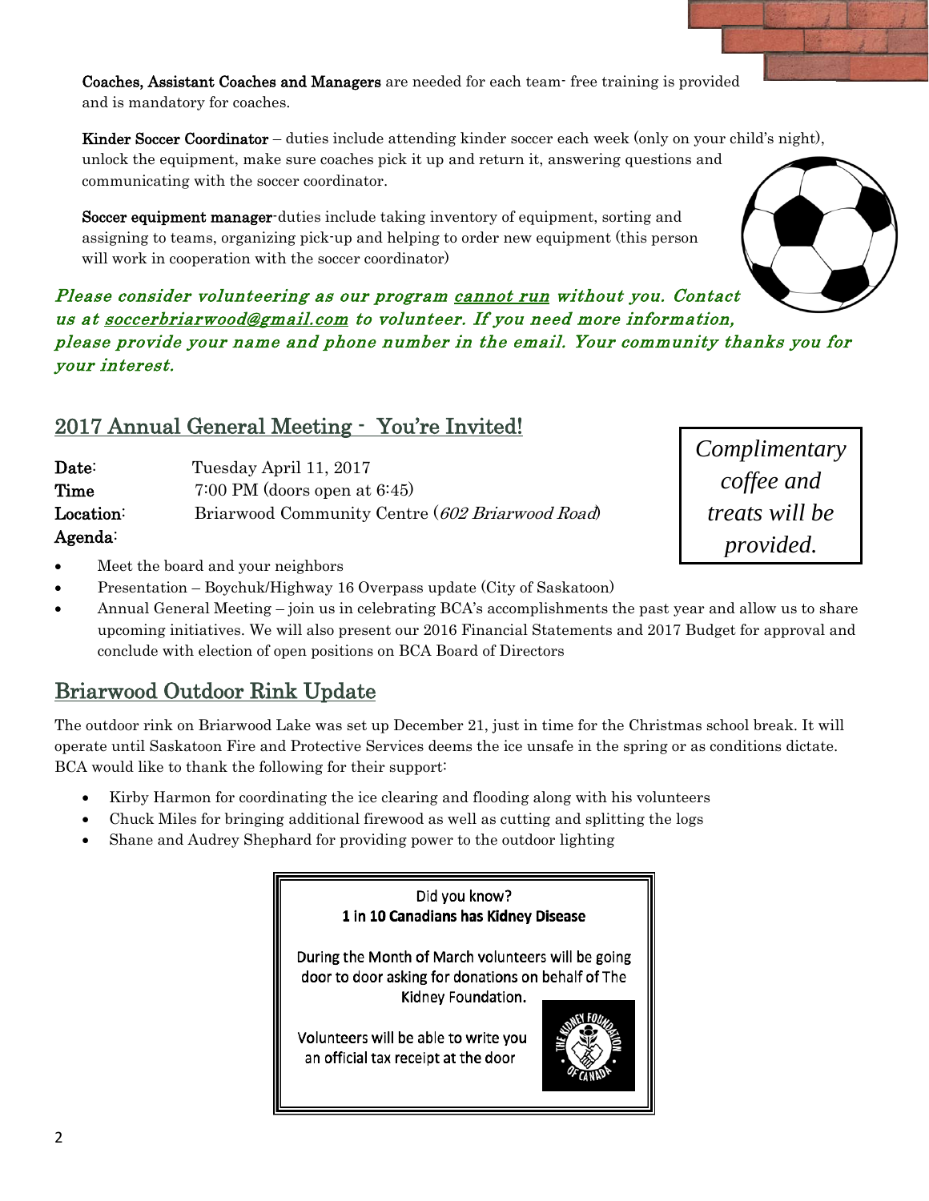**Coaches, Assistant Coaches and Managers** are needed for each team- free training is provided and is mandatory for coaches.

**Kinder Soccer Coordinator** – duties include attending kinder soccer each week (only on your child's night), unlock the equipment, make sure coaches pick it up and return it, answering questions and communicating with the soccer coordinator.

**Soccer equipment manager**-duties include taking inventory of equipment, sorting and assigning to teams, organizing pick-up and helping to order new equipment (this person will work in cooperation with the soccer coordinator)

*Please consider volunteering as our program cannot run without you. Contact us at soccerbriarwood@gmail.com to volunteer. If you need more information, please provide your name and phone number in the email. Your community thanks you for your interest.*

## 2017 Annual General Meeting - You're Invited!

**Date**: Tuesday April 11, 2017
**Time** 7:00 PM (doors open at 6:45)
**Location**: Briarwood Community Centre (*602 Briarwood Road*)
**Agenda**:

- Meet the board and your neighbors
- Presentation – Boychuk/Highway 16 Overpass update (City of Saskatoon)
- Annual General Meeting – join us in celebrating BCA's accomplishments the past year and allow us to share upcoming initiatives. We will also present our 2016 Financial Statements and 2017 Budget for approval and conclude with election of open positions on BCA Board of Directors

*Complimentary coffee and treats will be provided.*

## Briarwood Outdoor Rink Update

The outdoor rink on Briarwood Lake was set up December 21, just in time for the Christmas school break. It will operate until Saskatoon Fire and Protective Services deems the ice unsafe in the spring or as conditions dictate. BCA would like to thank the following for their support:

- Kirby Harmon for coordinating the ice clearing and flooding along with his volunteers
- Chuck Miles for bringing additional firewood as well as cutting and splitting the logs
- Shane and Audrey Shephard for providing power to the outdoor lighting

Did you know?
**1 in 10 Canadians has Kidney Disease**

During the Month of March volunteers will be going door to door asking for donations on behalf of The Kidney Foundation.

Volunteers will be able to write you an official tax receipt at the door

THE KIDNEY FOUNDATION OF CANADA